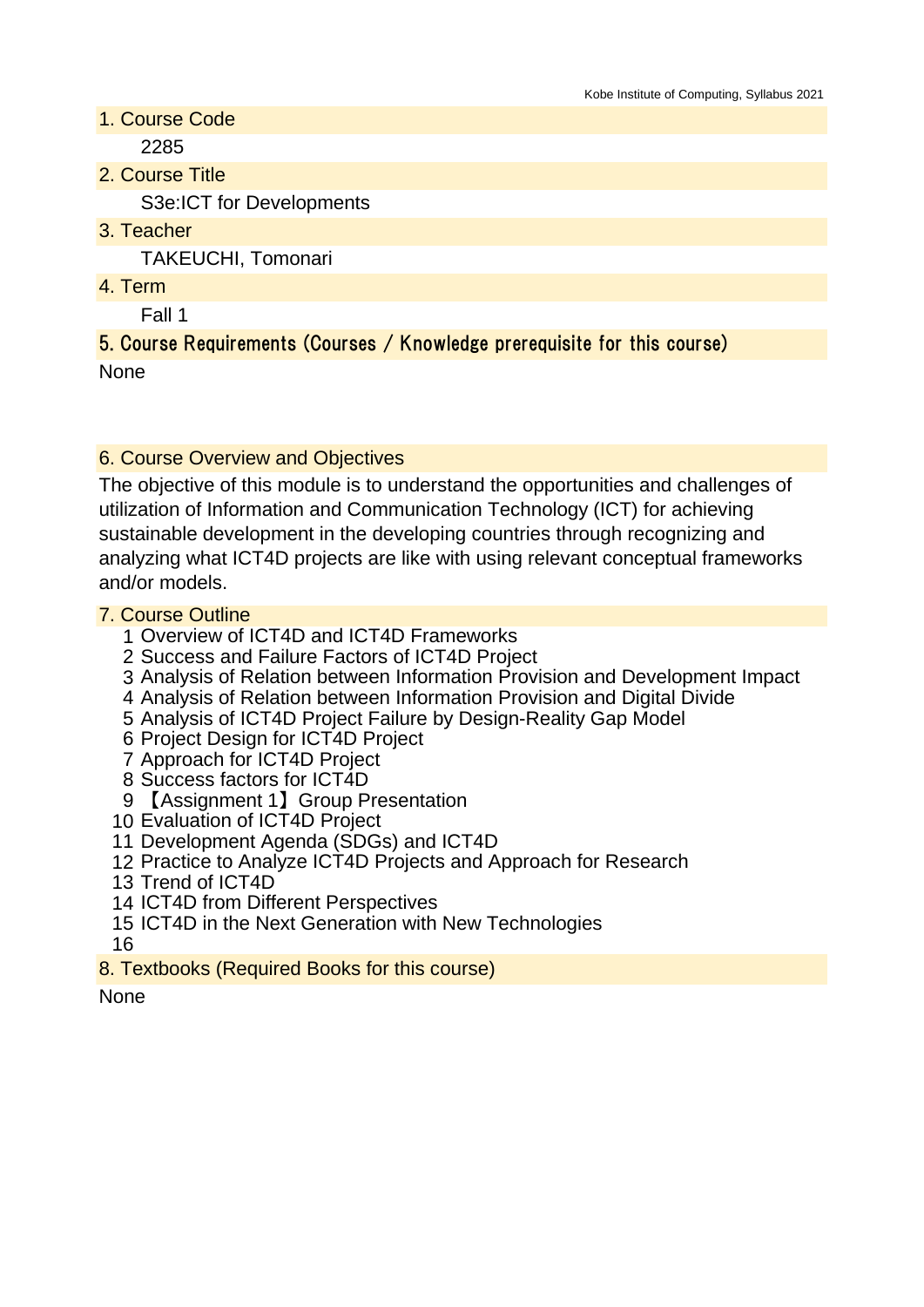## 1. Course Code

2285

## 2. Course Title

S3e:ICT for Developments

## 3. Teacher

TAKEUCHI, Tomonari

## 4. Term

Fall 1

## 5. Course Requirements (Courses / Knowledge prerequisite for this course)

None

## 6. Course Overview and Objectives

The objective of this module is to understand the opportunities and challenges of utilization of Information and Communication Technology (ICT) for achieving sustainable development in the developing countries through recognizing and analyzing what ICT4D projects are like with using relevant conceptual frameworks and/or models.

## 7. Course Outline

1 Overview of ICT4D and ICT4D Frameworks
2 Success and Failure Factors of ICT4D Project
3 Analysis of Relation between Information Provision and Development Impact
4 Analysis of Relation between Information Provision and Digital Divide
5 Analysis of ICT4D Project Failure by Design-Reality Gap Model
6 Project Design for ICT4D Project
7 Approach for ICT4D Project
8 Success factors for ICT4D
9 【Assignment 1】Group Presentation
10 Evaluation of ICT4D Project
11 Development Agenda (SDGs) and ICT4D
12 Practice to Analyze ICT4D Projects and Approach for Research
13 Trend of ICT4D
14 ICT4D from Different Perspectives
15 ICT4D in the Next Generation with New Technologies
16

## 8. Textbooks (Required Books for this course)

None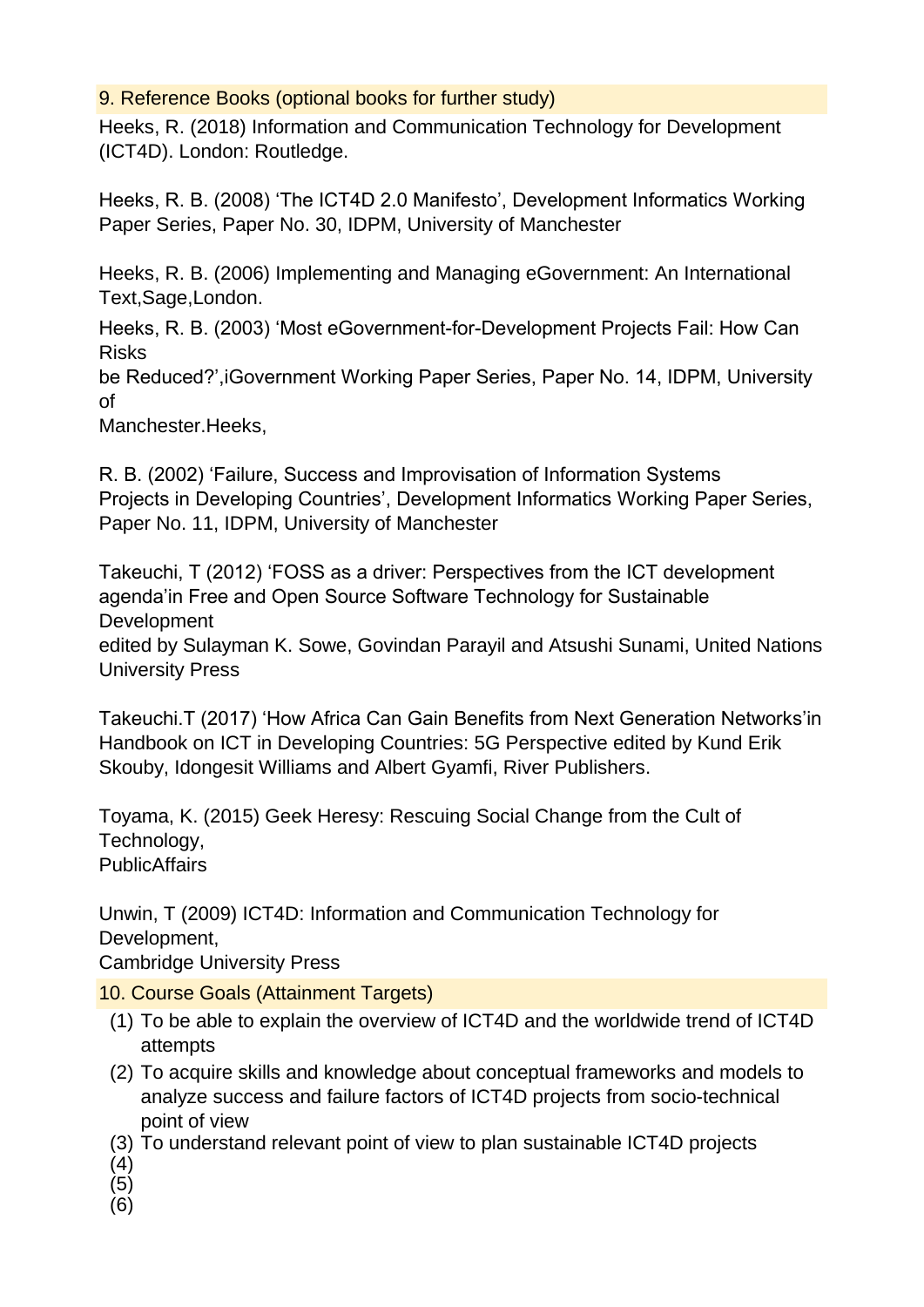## 9. Reference Books (optional books for further study)

Heeks, R. (2018) Information and Communication Technology for Development (ICT4D). London: Routledge.

Heeks, R. B. (2008) 'The ICT4D 2.0 Manifesto', Development Informatics Working Paper Series, Paper No. 30, IDPM, University of Manchester

Heeks, R. B. (2006) Implementing and Managing eGovernment: An International Text,Sage,London.

Heeks, R. B. (2003) 'Most eGovernment-for-Development Projects Fail: How Can Risks be Reduced?',iGovernment Working Paper Series, Paper No. 14, IDPM, University of Manchester.Heeks,

R. B. (2002) 'Failure, Success and Improvisation of Information Systems Projects in Developing Countries', Development Informatics Working Paper Series, Paper No. 11, IDPM, University of Manchester

Takeuchi, T (2012) 'FOSS as a driver: Perspectives from the ICT development agenda'in Free and Open Source Software Technology for Sustainable Development edited by Sulayman K. Sowe, Govindan Parayil and Atsushi Sunami, United Nations University Press

Takeuchi.T (2017) 'How Africa Can Gain Benefits from Next Generation Networks'in Handbook on ICT in Developing Countries: 5G Perspective edited by Kund Erik Skouby, Idongesit Williams and Albert Gyamfi, River Publishers.

Toyama, K. (2015) Geek Heresy: Rescuing Social Change from the Cult of Technology, PublicAffairs

Unwin, T (2009) ICT4D: Information and Communication Technology for Development, Cambridge University Press

## 10. Course Goals (Attainment Targets)

(1) To be able to explain the overview of ICT4D and the worldwide trend of ICT4D attempts
(2) To acquire skills and knowledge about conceptual frameworks and models to analyze success and failure factors of ICT4D projects from socio-technical point of view
(3) To understand relevant point of view to plan sustainable ICT4D projects
(4)
(5)
(6)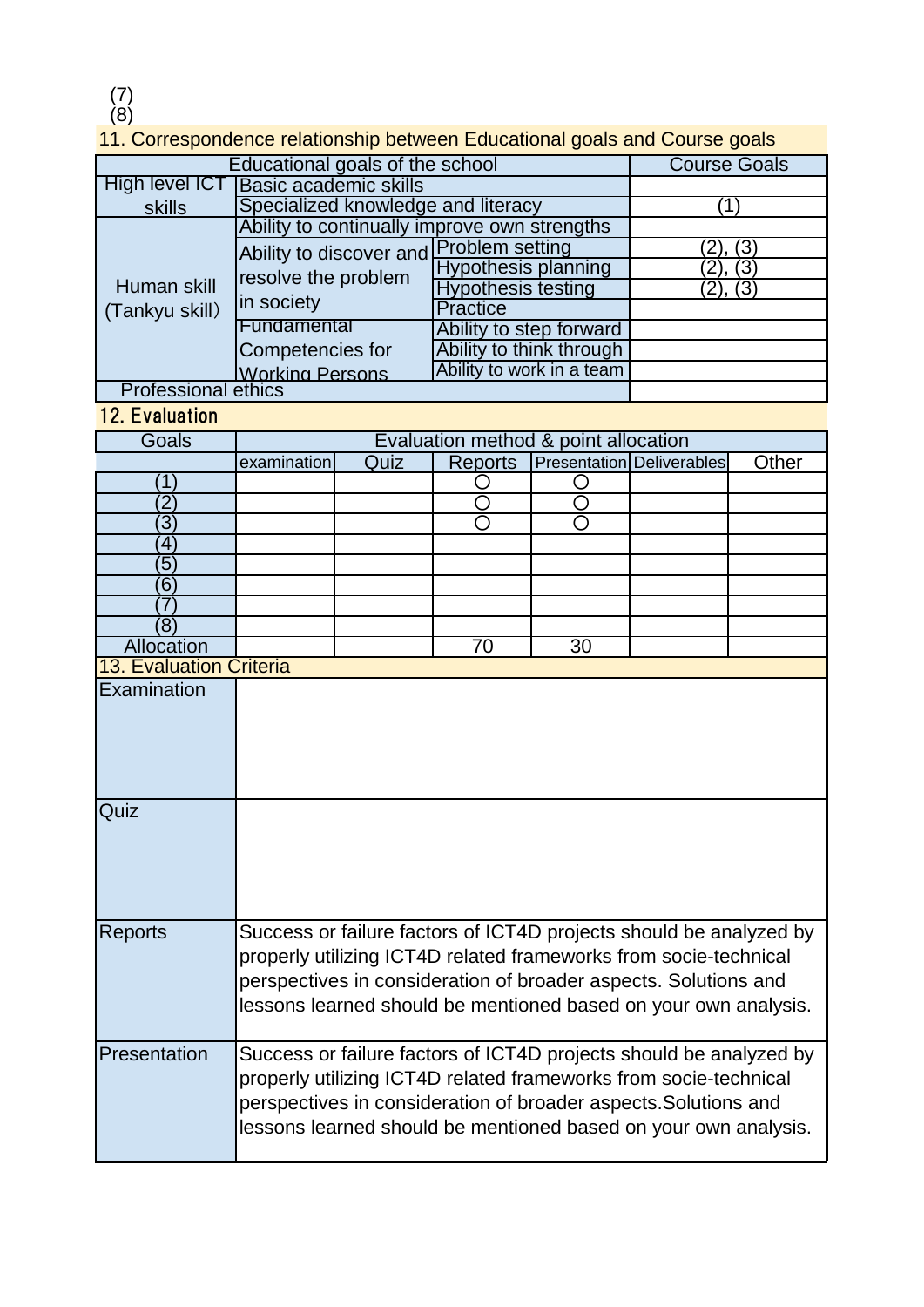(7)
(8)

## 11. Correspondence relationship between Educational goals and Course goals

| Educational goals of the school | | | Course Goals |
|---|---|---|---|
| High level ICT skills | Basic academic skills | | |
| | Specialized knowledge and literacy | | (1) |
| Human skill (Tankyu skill) | Ability to continually improve own strengths | | |
| | Ability to discover and resolve the problem in society | Problem setting | (2), (3) |
| | | Hypothesis planning | (2), (3) |
| | | Hypothesis testing | (2), (3) |
| | | Practice | |
| | Fundamental Competencies for Working Persons | Ability to step forward | |
| | | Ability to think through | |
| | | Ability to work in a team | |
| Professional ethics | | | |

## 12. Evaluation

| Goals | Evaluation method & point allocation | | | | | |
|---|---|---|---|---|---|---|
| | examination | Quiz | Reports | Presentation | Deliverables | Other |
| (1) | | | ○ | ○ | | |
| (2) | | | ○ | ○ | | |
| (3) | | | ○ | ○ | | |
| (4) | | | | | | |
| (5) | | | | | | |
| (6) | | | | | | |
| (7) | | | | | | |
| (8) | | | | | | |
| Allocation | | | 70 | 30 | | |

## 13. Evaluation Criteria

| | |
|---|---|
| Examination | |
| Quiz | |
| Reports | Success or failure factors of ICT4D projects should be analyzed by properly utilizing ICT4D related frameworks from socie-technical perspectives in consideration of broader aspects. Solutions and lessons learned should be mentioned based on your own analysis. |
| Presentation | Success or failure factors of ICT4D projects should be analyzed by properly utilizing ICT4D related frameworks from socie-technical perspectives in consideration of broader aspects.Solutions and lessons learned should be mentioned based on your own analysis. |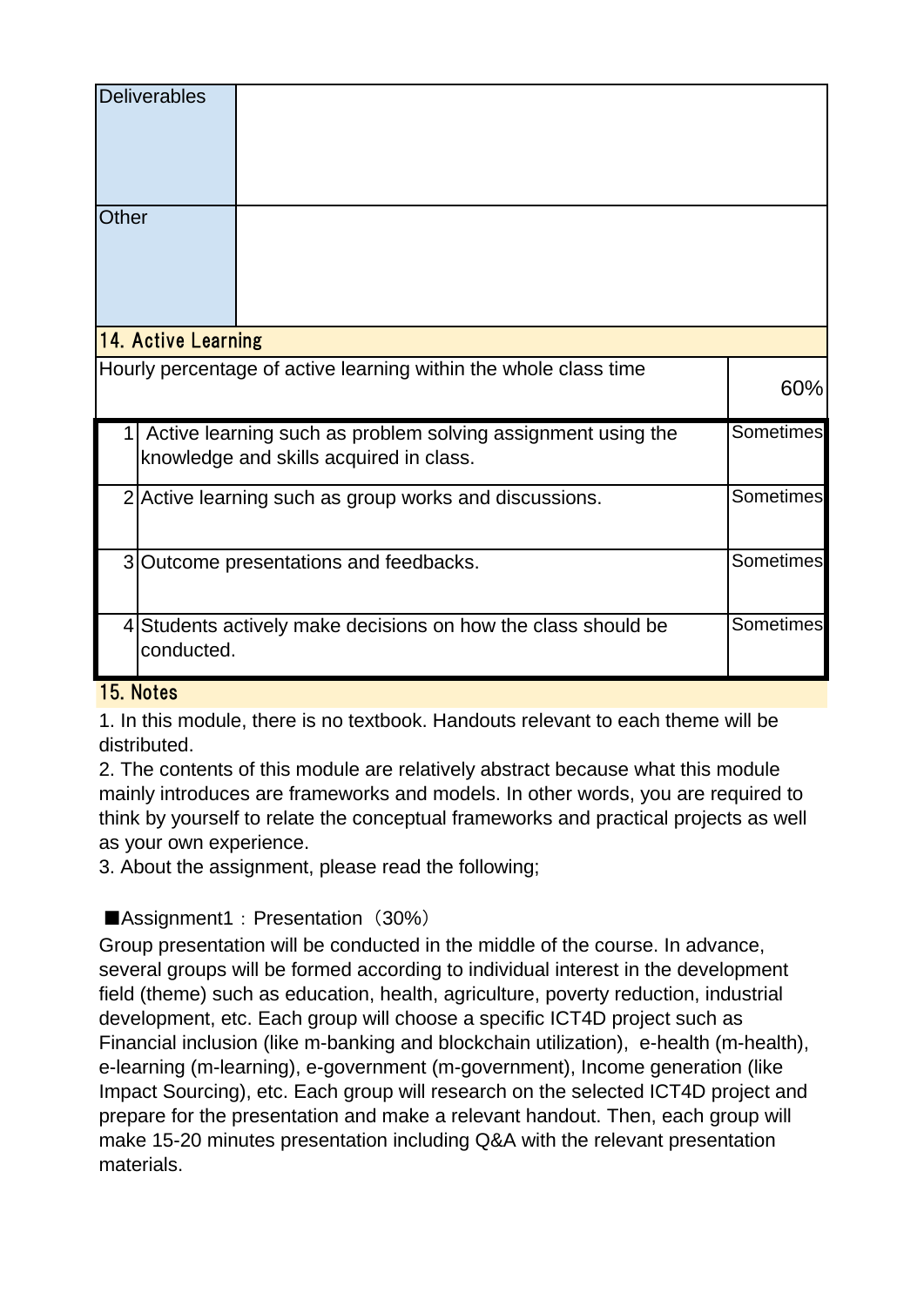| | |
|---|---|
| Deliverables | |
| Other | |

## 14. Active Learning

| Hourly percentage of active learning within the whole class time | | 60% |
|---|---|---|
| 1 | Active learning such as problem solving assignment using the knowledge and skills acquired in class. | Sometimes |
| 2 | Active learning such as group works and discussions. | Sometimes |
| 3 | Outcome presentations and feedbacks. | Sometimes |
| 4 | Students actively make decisions on how the class should be conducted. | Sometimes |

## 15. Notes

1. In this module, there is no textbook. Handouts relevant to each theme will be distributed.
2. The contents of this module are relatively abstract because what this module mainly introduces are frameworks and models. In other words, you are required to think by yourself to relate the conceptual frameworks and practical projects as well as your own experience.
3. About the assignment, please read the following;

■Assignment1：Presentation（30%）
Group presentation will be conducted in the middle of the course. In advance, several groups will be formed according to individual interest in the development field (theme) such as education, health, agriculture, poverty reduction, industrial development, etc. Each group will choose a specific ICT4D project such as Financial inclusion (like m-banking and blockchain utilization), e-health (m-health), e-learning (m-learning), e-government (m-government), Income generation (like Impact Sourcing), etc. Each group will research on the selected ICT4D project and prepare for the presentation and make a relevant handout. Then, each group will make 15-20 minutes presentation including Q&A with the relevant presentation materials.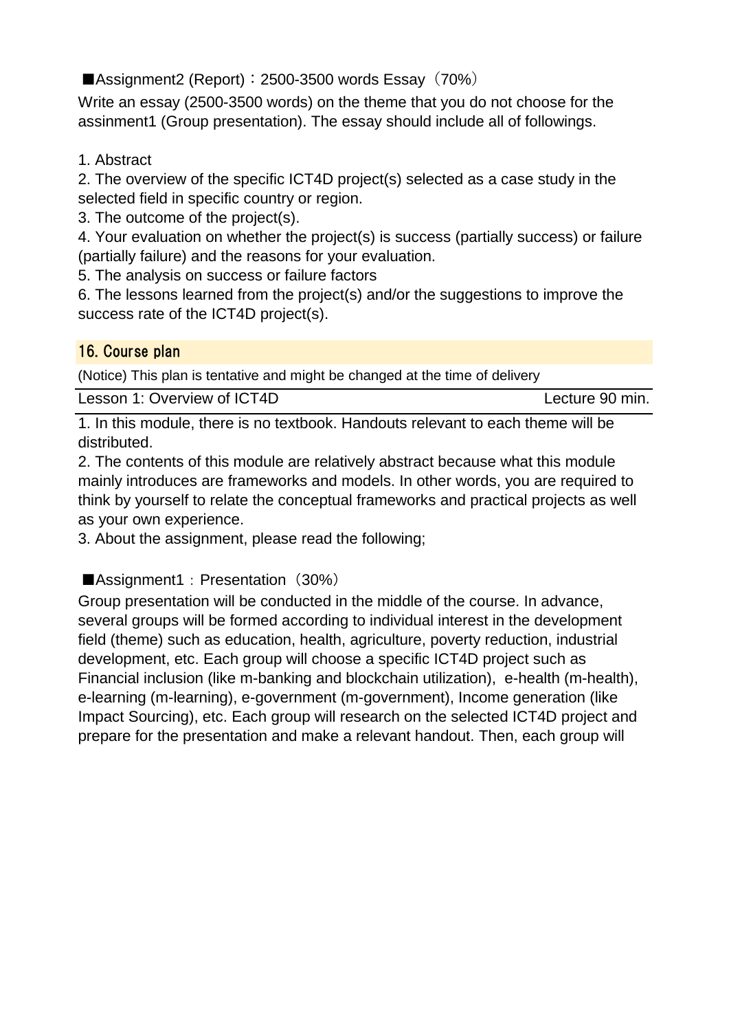■Assignment2 (Report)：2500-3500 words Essay（70%）

Write an essay (2500-3500 words) on the theme that you do not choose for the assinment1 (Group presentation). The essay should include all of followings.

1. Abstract
2. The overview of the specific ICT4D project(s) selected as a case study in the selected field in specific country or region.
3. The outcome of the project(s).
4. Your evaluation on whether the project(s) is success (partially success) or failure (partially failure) and the reasons for your evaluation.
5. The analysis on success or failure factors
6. The lessons learned from the project(s) and/or the suggestions to improve the success rate of the ICT4D project(s).

## 16. Course plan

(Notice) This plan is tentative and might be changed at the time of delivery

| Lesson 1: Overview of ICT4D | Lecture 90 min. |
| --- | --- |

1. In this module, there is no textbook. Handouts relevant to each theme will be distributed.
2. The contents of this module are relatively abstract because what this module mainly introduces are frameworks and models. In other words, you are required to think by yourself to relate the conceptual frameworks and practical projects as well as your own experience.
3. About the assignment, please read the following;

■Assignment1：Presentation（30%）

Group presentation will be conducted in the middle of the course. In advance, several groups will be formed according to individual interest in the development field (theme) such as education, health, agriculture, poverty reduction, industrial development, etc. Each group will choose a specific ICT4D project such as Financial inclusion (like m-banking and blockchain utilization), e-health (m-health), e-learning (m-learning), e-government (m-government), Income generation (like Impact Sourcing), etc. Each group will research on the selected ICT4D project and prepare for the presentation and make a relevant handout. Then, each group will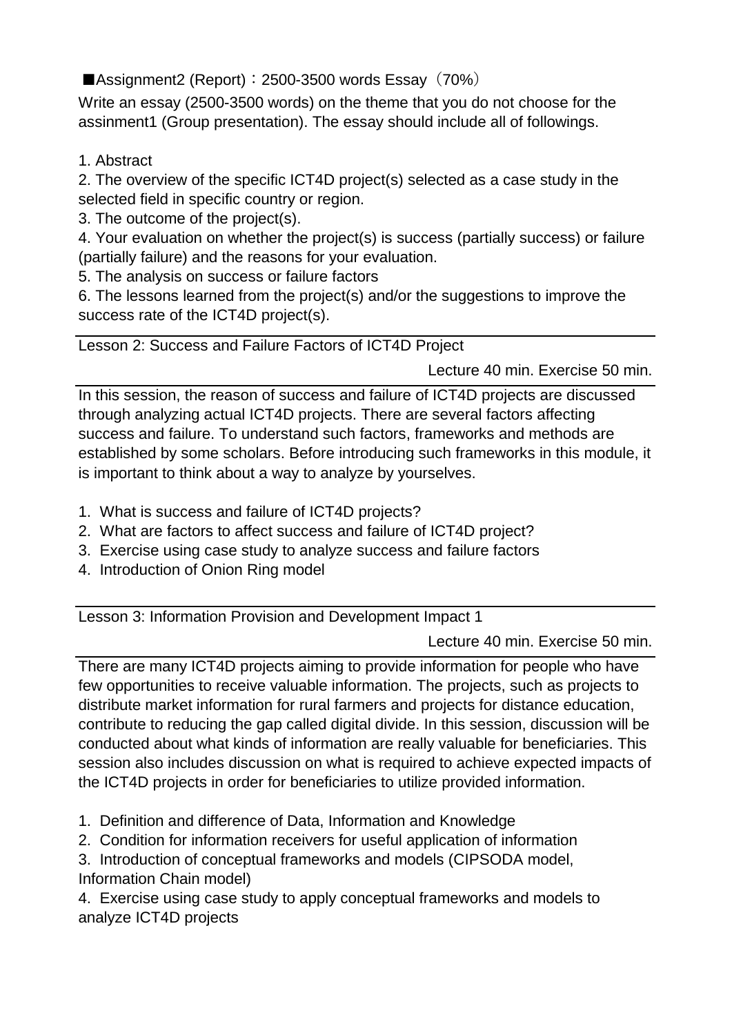■Assignment2 (Report)：2500-3500 words Essay（70%）

Write an essay (2500-3500 words) on the theme that you do not choose for the assinnment1 (Group presentation). The essay should include all of followings.

1. Abstract
2. The overview of the specific ICT4D project(s) selected as a case study in the selected field in specific country or region.
3. The outcome of the project(s).
4. Your evaluation on whether the project(s) is success (partially success) or failure (partially failure) and the reasons for your evaluation.
5. The analysis on success or failure factors
6. The lessons learned from the project(s) and/or the suggestions to improve the success rate of the ICT4D project(s).

---

Lesson 2: Success and Failure Factors of ICT4D Project

Lecture 40 min. Exercise 50 min.

---

In this session, the reason of success and failure of ICT4D projects are discussed through analyzing actual ICT4D projects. There are several factors affecting success and failure. To understand such factors, frameworks and methods are established by some scholars. Before introducing such frameworks in this module, it is important to think about a way to analyze by yourselves.

1. What is success and failure of ICT4D projects?
2. What are factors to affect success and failure of ICT4D project?
3. Exercise using case study to analyze success and failure factors
4. Introduction of Onion Ring model

---

Lesson 3: Information Provision and Development Impact 1

Lecture 40 min. Exercise 50 min.

---

There are many ICT4D projects aiming to provide information for people who have few opportunities to receive valuable information. The projects, such as projects to distribute market information for rural farmers and projects for distance education, contribute to reducing the gap called digital divide. In this session, discussion will be conducted about what kinds of information are really valuable for beneficiaries. This session also includes discussion on what is required to achieve expected impacts of the ICT4D projects in order for beneficiaries to utilize provided information.

1. Definition and difference of Data, Information and Knowledge
2. Condition for information receivers for useful application of information
3. Introduction of conceptual frameworks and models (CIPSODA model, Information Chain model)
4. Exercise using case study to apply conceptual frameworks and models to analyze ICT4D projects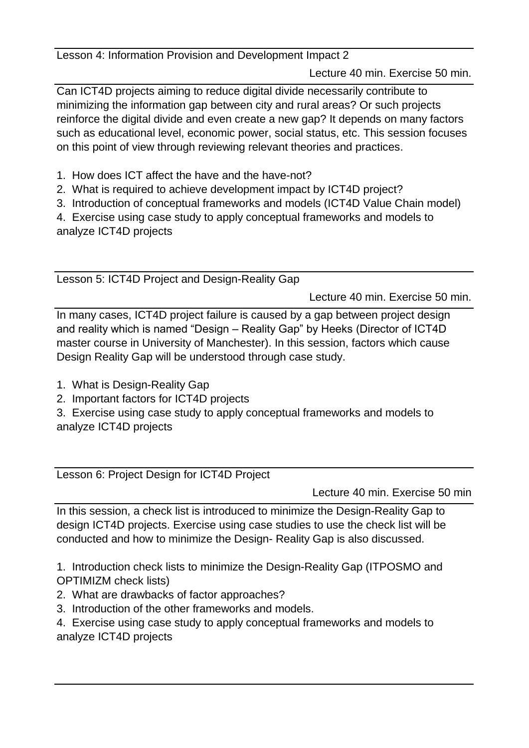### Lesson 4: Information Provision and Development Impact 2

Lecture 40 min. Exercise 50 min.

Can ICT4D projects aiming to reduce digital divide necessarily contribute to minimizing the information gap between city and rural areas? Or such projects reinforce the digital divide and even create a new gap? It depends on many factors such as educational level, economic power, social status, etc. This session focuses on this point of view through reviewing relevant theories and practices.

1. How does ICT affect the have and the have-not?
2. What is required to achieve development impact by ICT4D project?
3. Introduction of conceptual frameworks and models (ICT4D Value Chain model)
4. Exercise using case study to apply conceptual frameworks and models to analyze ICT4D projects

### Lesson 5: ICT4D Project and Design-Reality Gap

Lecture 40 min. Exercise 50 min.

In many cases, ICT4D project failure is caused by a gap between project design and reality which is named "Design – Reality Gap" by Heeks (Director of ICT4D master course in University of Manchester). In this session, factors which cause Design Reality Gap will be understood through case study.

1. What is Design-Reality Gap
2. Important factors for ICT4D projects
3. Exercise using case study to apply conceptual frameworks and models to analyze ICT4D projects

### Lesson 6: Project Design for ICT4D Project

Lecture 40 min. Exercise 50 min

In this session, a check list is introduced to minimize the Design-Reality Gap to design ICT4D projects. Exercise using case studies to use the check list will be conducted and how to minimize the Design- Reality Gap is also discussed.

1. Introduction check lists to minimize the Design-Reality Gap (ITPOSMO and OPTIMIZM check lists)
2. What are drawbacks of factor approaches?
3. Introduction of the other frameworks and models.
4. Exercise using case study to apply conceptual frameworks and models to analyze ICT4D projects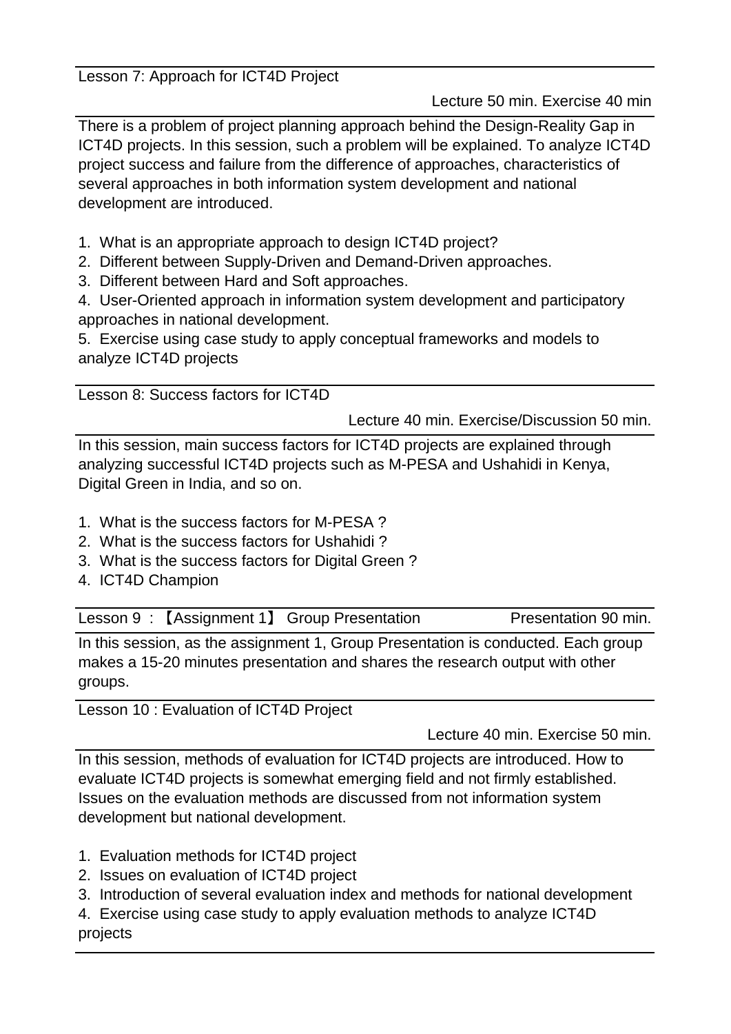Lesson 7: Approach for ICT4D Project

Lecture 50 min. Exercise 40 min

There is a problem of project planning approach behind the Design-Reality Gap in ICT4D projects. In this session, such a problem will be explained. To analyze ICT4D project success and failure from the difference of approaches, characteristics of several approaches in both information system development and national development are introduced.

1. What is an appropriate approach to design ICT4D project?
2. Different between Supply-Driven and Demand-Driven approaches.
3. Different between Hard and Soft approaches.
4. User-Oriented approach in information system development and participatory approaches in national development.
5. Exercise using case study to apply conceptual frameworks and models to analyze ICT4D projects

Lesson 8: Success factors for ICT4D

Lecture 40 min. Exercise/Discussion 50 min.

In this session, main success factors for ICT4D projects are explained through analyzing successful ICT4D projects such as M-PESA and Ushahidi in Kenya, Digital Green in India, and so on.

1. What is the success factors for M-PESA ?
2. What is the success factors for Ushahidi ?
3. What is the success factors for Digital Green ?
4. ICT4D Champion

Lesson 9 : 【Assignment 1】 Group Presentation Presentation 90 min.

In this session, as the assignment 1, Group Presentation is conducted. Each group makes a 15-20 minutes presentation and shares the research output with other groups.

Lesson 10 : Evaluation of ICT4D Project

Lecture 40 min. Exercise 50 min.

In this session, methods of evaluation for ICT4D projects are introduced. How to evaluate ICT4D projects is somewhat emerging field and not firmly established. Issues on the evaluation methods are discussed from not information system development but national development.

1. Evaluation methods for ICT4D project
2. Issues on evaluation of ICT4D project
3. Introduction of several evaluation index and methods for national development
4. Exercise using case study to apply evaluation methods to analyze ICT4D projects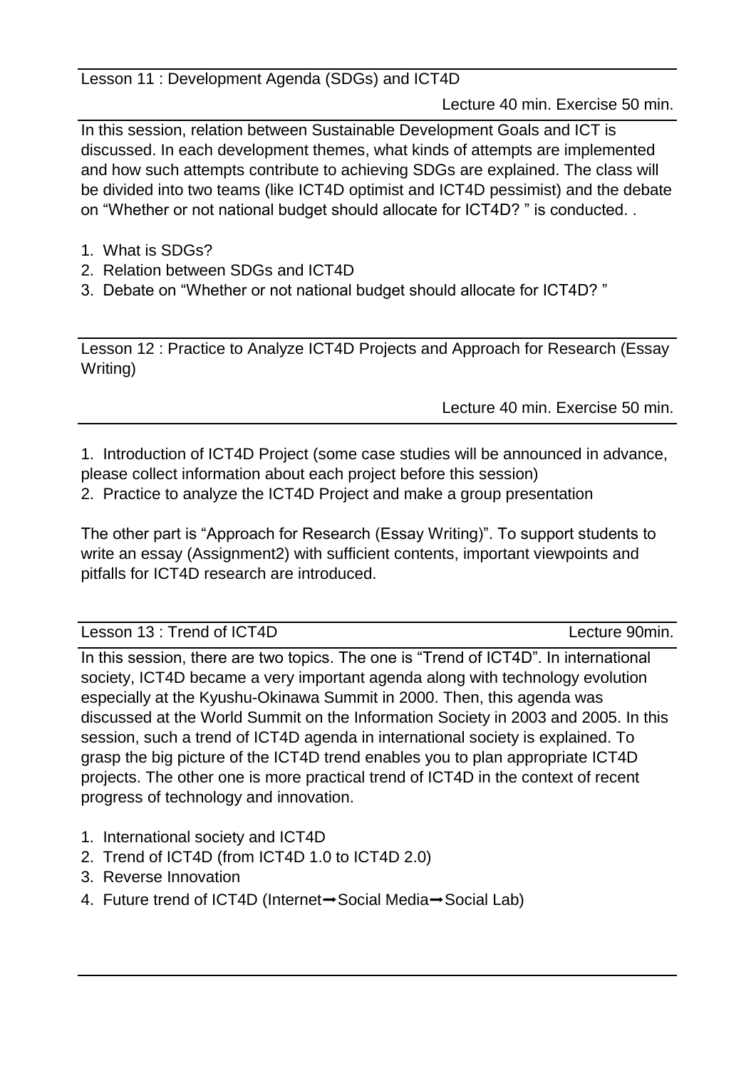Lesson 11 : Development Agenda (SDGs) and ICT4D

Lecture 40 min. Exercise 50 min.

In this session, relation between Sustainable Development Goals and ICT is discussed. In each development themes, what kinds of attempts are implemented and how such attempts contribute to achieving SDGs are explained. The class will be divided into two teams (like ICT4D optimist and ICT4D pessimist) and the debate on "Whether or not national budget should allocate for ICT4D? " is conducted. .

1. What is SDGs?
2. Relation between SDGs and ICT4D
3. Debate on "Whether or not national budget should allocate for ICT4D? "

Lesson 12 : Practice to Analyze ICT4D Projects and Approach for Research (Essay Writing)

Lecture 40 min. Exercise 50 min.

1. Introduction of ICT4D Project (some case studies will be announced in advance, please collect information about each project before this session)
2. Practice to analyze the ICT4D Project and make a group presentation

The other part is "Approach for Research (Essay Writing)". To support students to write an essay (Assignment2) with sufficient contents, important viewpoints and pitfalls for ICT4D research are introduced.

Lesson 13 : Trend of ICT4D

Lecture 90min.

In this session, there are two topics. The one is "Trend of ICT4D". In international society, ICT4D became a very important agenda along with technology evolution especially at the Kyushu-Okinawa Summit in 2000. Then, this agenda was discussed at the World Summit on the Information Society in 2003 and 2005. In this session, such a trend of ICT4D agenda in international society is explained. To grasp the big picture of the ICT4D trend enables you to plan appropriate ICT4D projects. The other one is more practical trend of ICT4D in the context of recent progress of technology and innovation.

1. International society and ICT4D
2. Trend of ICT4D (from ICT4D 1.0 to ICT4D 2.0)
3. Reverse Innovation
4. Future trend of ICT4D (Internet→Social Media→Social Lab)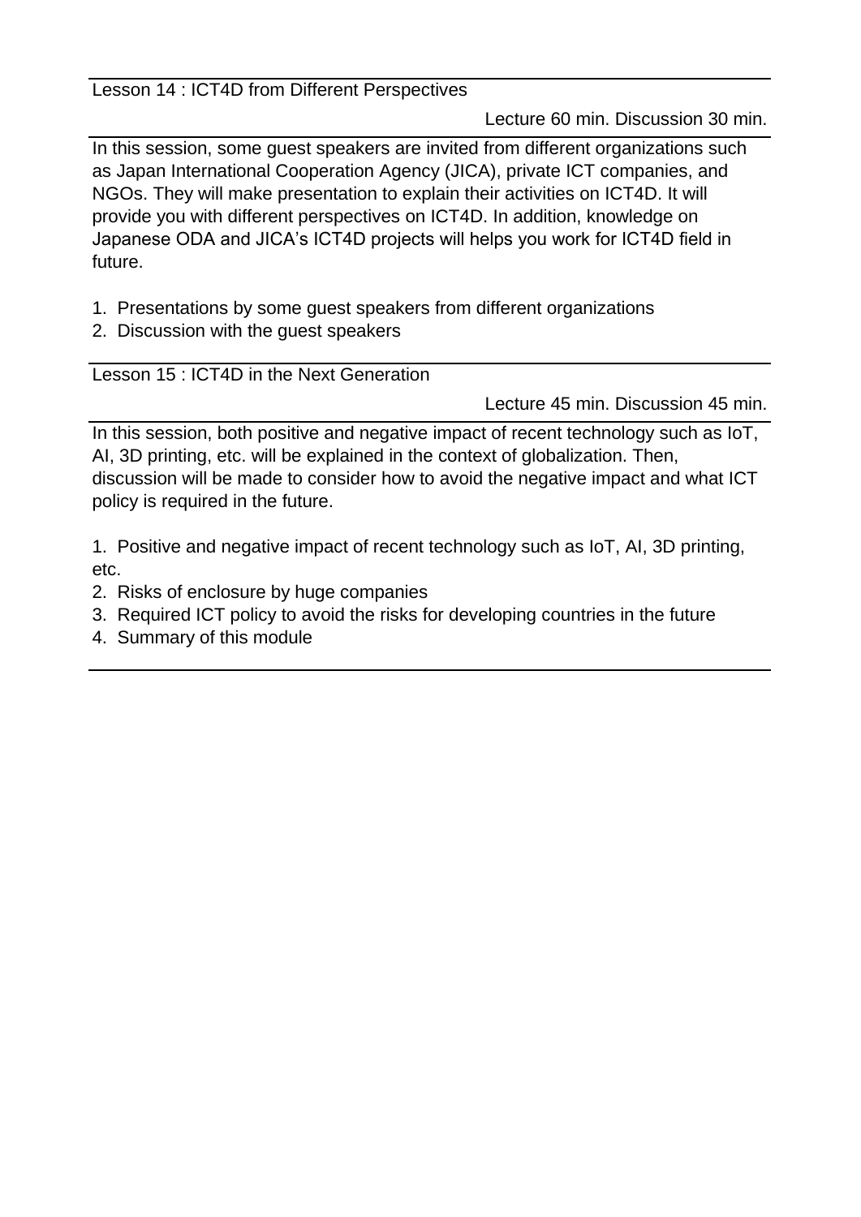Lesson 14 : ICT4D from Different Perspectives

Lecture 60 min. Discussion 30 min.

In this session, some guest speakers are invited from different organizations such as Japan International Cooperation Agency (JICA), private ICT companies, and NGOs. They will make presentation to explain their activities on ICT4D. It will provide you with different perspectives on ICT4D. In addition, knowledge on Japanese ODA and JICA's ICT4D projects will helps you work for ICT4D field in future.

1. Presentations by some guest speakers from different organizations
2. Discussion with the guest speakers

Lesson 15 : ICT4D in the Next Generation

Lecture 45 min. Discussion 45 min.

In this session, both positive and negative impact of recent technology such as IoT, AI, 3D printing, etc. will be explained in the context of globalization. Then, discussion will be made to consider how to avoid the negative impact and what ICT policy is required in the future.

1. Positive and negative impact of recent technology such as IoT, AI, 3D printing, etc.
2. Risks of enclosure by huge companies
3. Required ICT policy to avoid the risks for developing countries in the future
4. Summary of this module